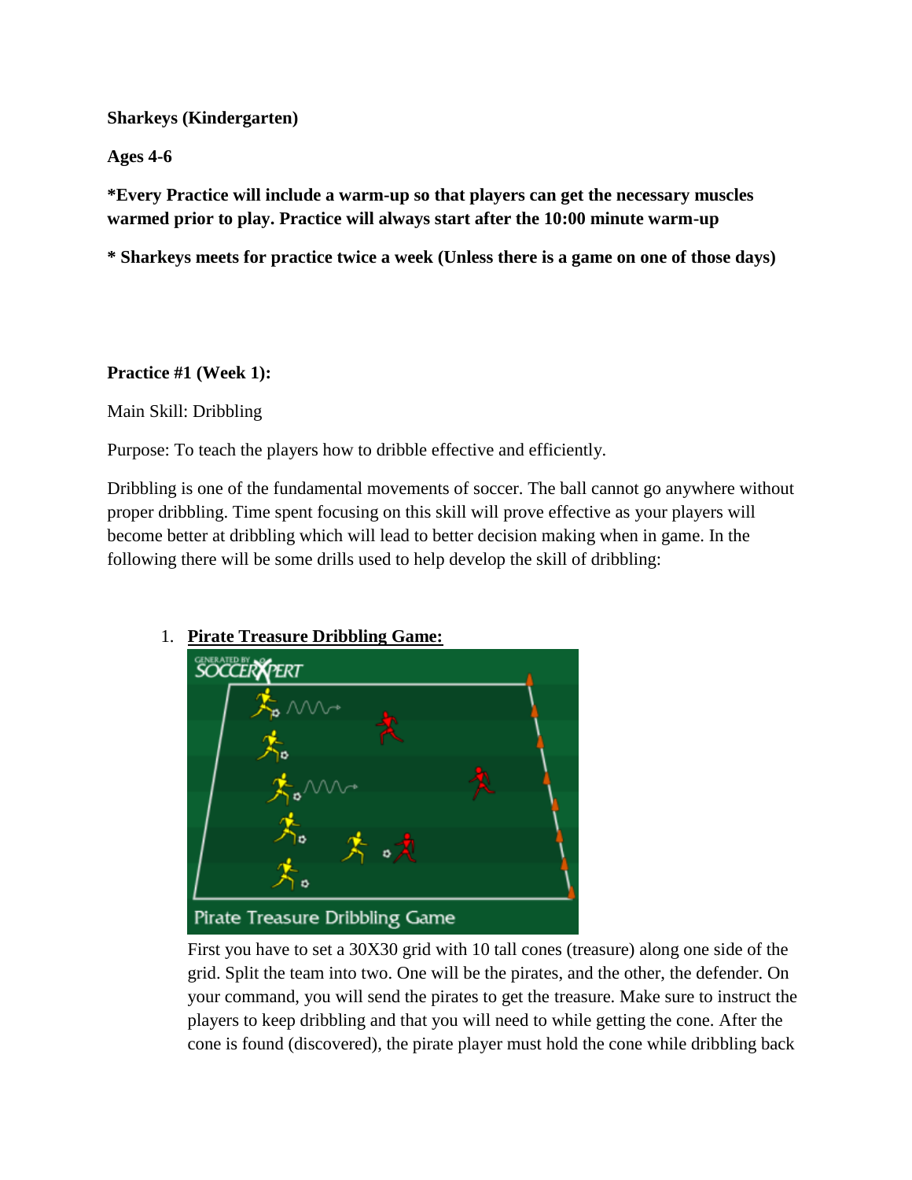**Sharkeys (Kindergarten)**

**Ages 4-6**

***Every Practice will include a warm-up so that players can get the necessary muscles warmed prior to play. Practice will always start after the 10:00 minute warm-up**

*** Sharkeys meets for practice twice a week (Unless there is a game on one of those days)**

**Practice #1 (Week 1):**

Main Skill: Dribbling

Purpose: To teach the players how to dribble effective and efficiently.

Dribbling is one of the fundamental movements of soccer. The ball cannot go anywhere without proper dribbling. Time spent focusing on this skill will prove effective as your players will become better at dribbling which will lead to better decision making when in game. In the following there will be some drills used to help develop the skill of dribbling:

1. **Pirate Treasure Dribbling Game:**

   First you have to set a 30X30 grid with 10 tall cones (treasure) along one side of the grid. Split the team into two. One will be the pirates, and the other, the defender. On your command, you will send the pirates to get the treasure. Make sure to instruct the players to keep dribbling and that you will need to while getting the cone. After the cone is found (discovered), the pirate player must hold the cone while dribbling back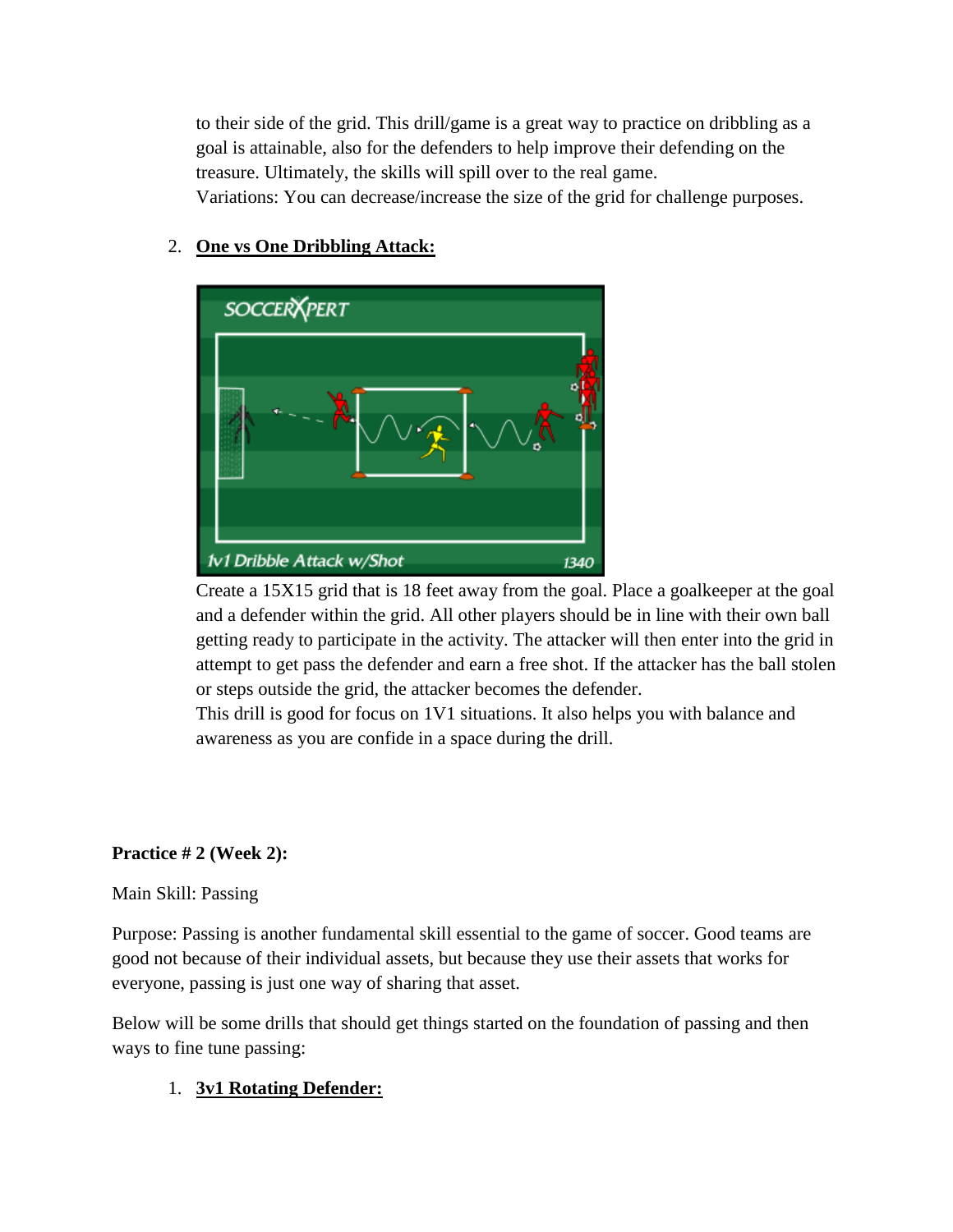to their side of the grid. This drill/game is a great way to practice on dribbling as a goal is attainable, also for the defenders to help improve their defending on the treasure. Ultimately, the skills will spill over to the real game.
Variations: You can decrease/increase the size of the grid for challenge purposes.

2. **One vs One Dribbling Attack:**

Create a 15X15 grid that is 18 feet away from the goal. Place a goalkeeper at the goal and a defender within the grid. All other players should be in line with their own ball getting ready to participate in the activity. The attacker will then enter into the grid in attempt to get pass the defender and earn a free shot. If the attacker has the ball stolen or steps outside the grid, the attacker becomes the defender.
This drill is good for focus on 1V1 situations. It also helps you with balance and awareness as you are confide in a space during the drill.

**Practice # 2 (Week 2):**

Main Skill: Passing

Purpose: Passing is another fundamental skill essential to the game of soccer. Good teams are good not because of their individual assets, but because they use their assets that works for everyone, passing is just one way of sharing that asset.

Below will be some drills that should get things started on the foundation of passing and then ways to fine tune passing:

1. **3v1 Rotating Defender:**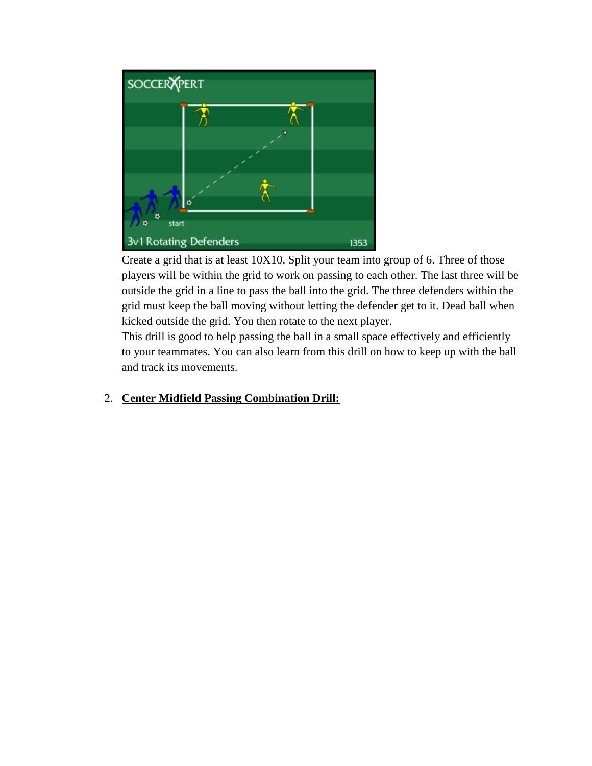Create a grid that is at least 10X10. Split your team into group of 6. Three of those players will be within the grid to work on passing to each other. The last three will be outside the grid in a line to pass the ball into the grid. The three defenders within the grid must keep the ball moving without letting the defender get to it. Dead ball when kicked outside the grid. You then rotate to the next player.

This drill is good to help passing the ball in a small space effectively and efficiently to your teammates. You can also learn from this drill on how to keep up with the ball and track its movements.

2. **Center Midfield Passing Combination Drill:**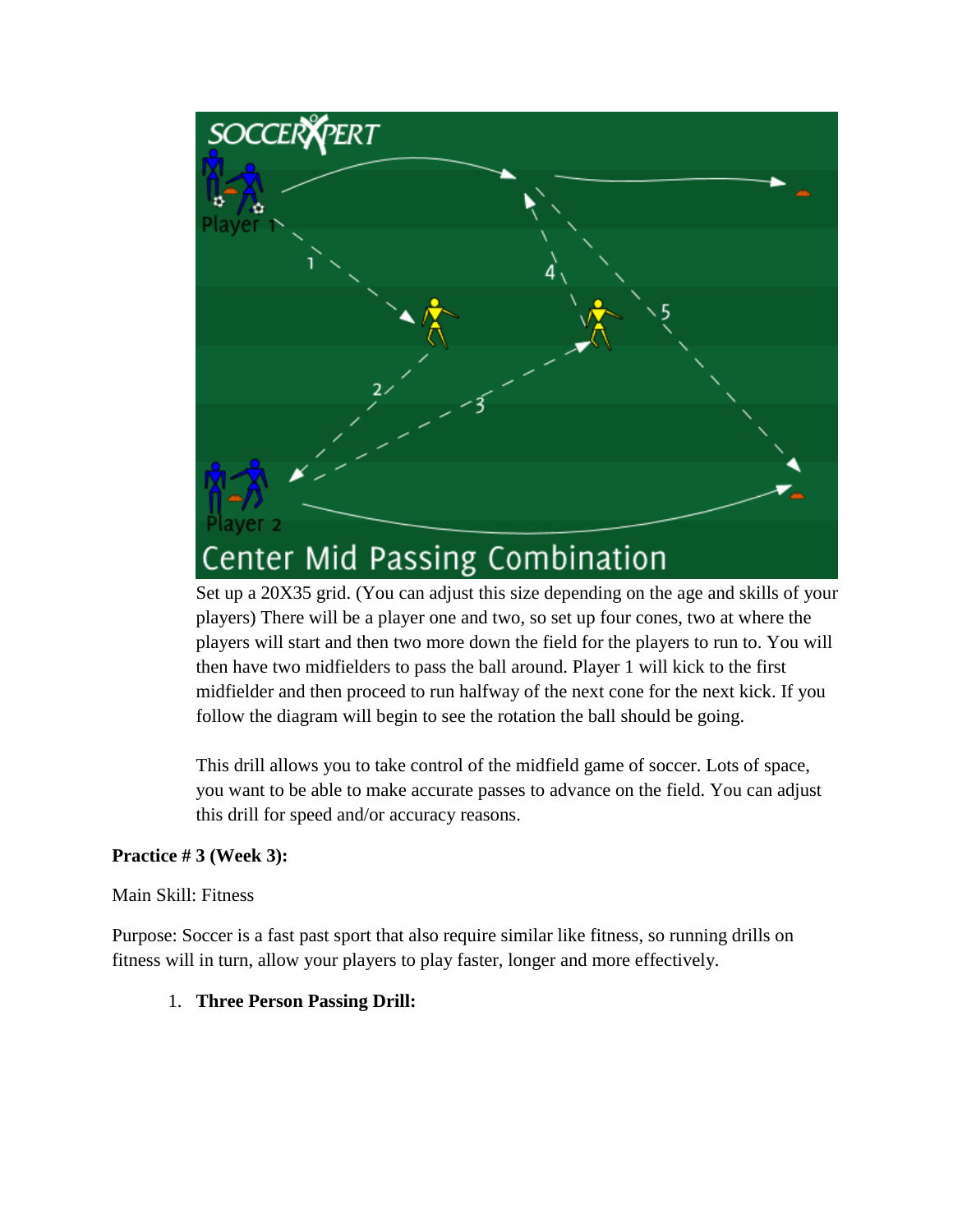Set up a 20X35 grid. (You can adjust this size depending on the age and skills of your players) There will be a player one and two, so set up four cones, two at where the players will start and then two more down the field for the players to run to. You will then have two midfielders to pass the ball around. Player 1 will kick to the first midfielder and then proceed to run halfway of the next cone for the next kick. If you follow the diagram will begin to see the rotation the ball should be going.

This drill allows you to take control of the midfield game of soccer. Lots of space, you want to be able to make accurate passes to advance on the field. You can adjust this drill for speed and/or accuracy reasons.

**Practice # 3 (Week 3):**

Main Skill: Fitness

Purpose: Soccer is a fast past sport that also require similar like fitness, so running drills on fitness will in turn, allow your players to play faster, longer and more effectively.

1. **Three Person Passing Drill:**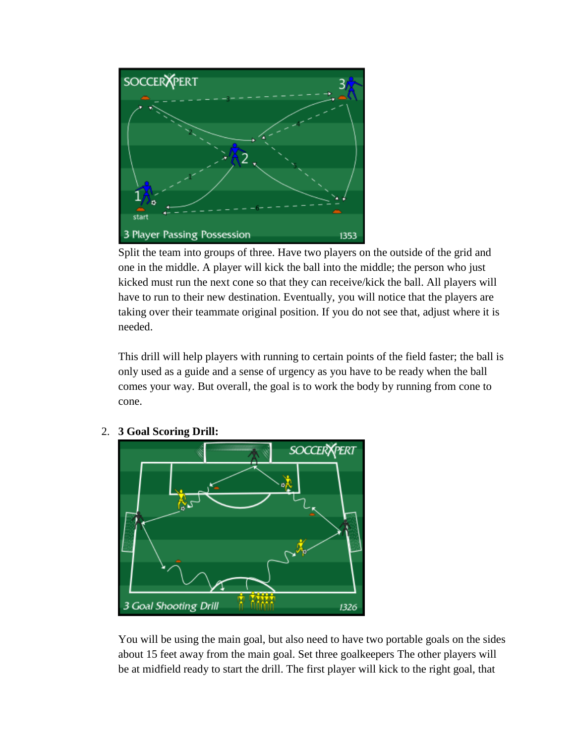Split the team into groups of three. Have two players on the outside of the grid and one in the middle. A player will kick the ball into the middle; the person who just kicked must run the next cone so that they can receive/kick the ball. All players will have to run to their new destination. Eventually, you will notice that the players are taking over their teammate original position. If you do not see that, adjust where it is needed.

This drill will help players with running to certain points of the field faster; the ball is only used as a guide and a sense of urgency as you have to be ready when the ball comes your way. But overall, the goal is to work the body by running from cone to cone.

2. **3 Goal Scoring Drill:**

You will be using the main goal, but also need to have two portable goals on the sides about 15 feet away from the main goal. Set three goalkeepers The other players will be at midfield ready to start the drill. The first player will kick to the right goal, that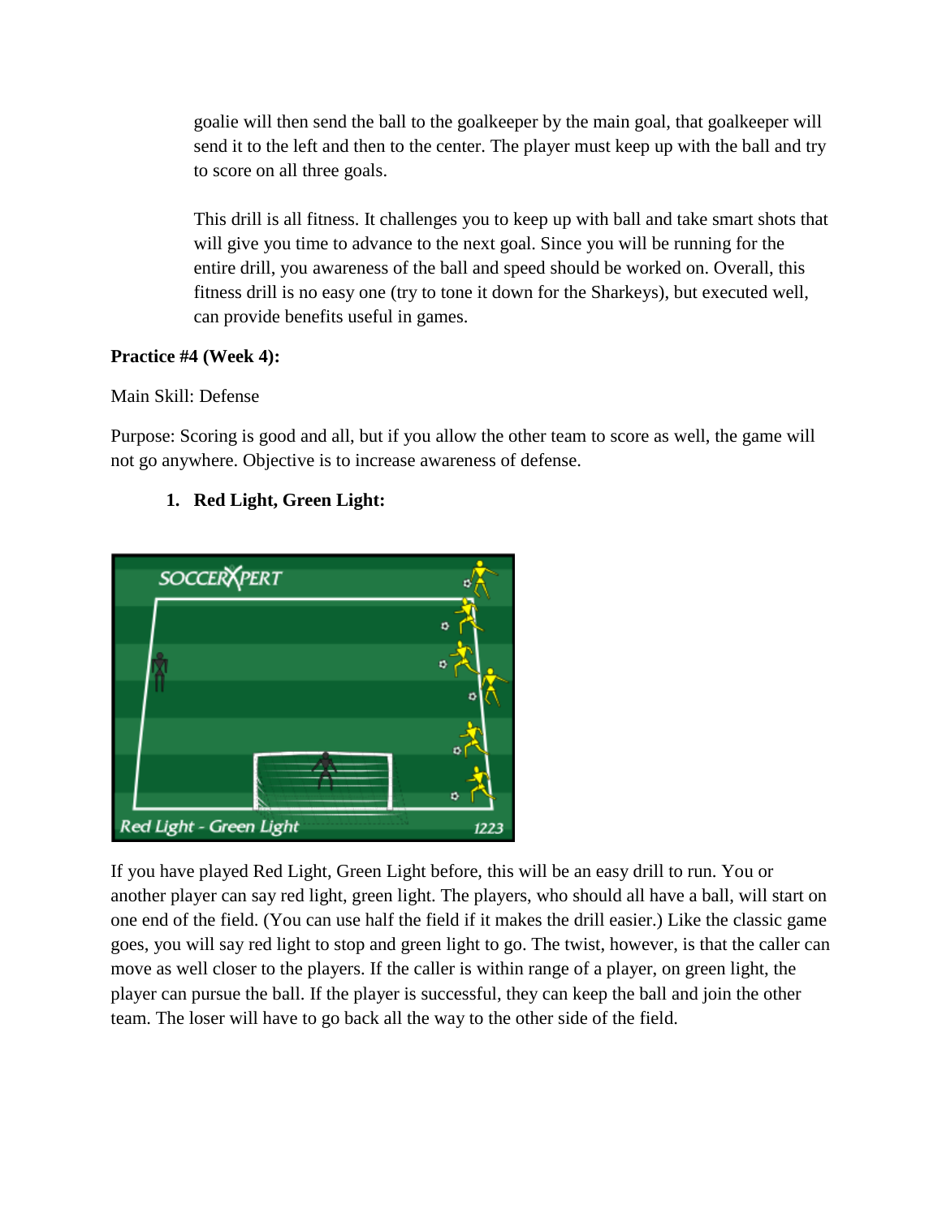goalie will then send the ball to the goalkeeper by the main goal, that goalkeeper will send it to the left and then to the center. The player must keep up with the ball and try to score on all three goals.

This drill is all fitness. It challenges you to keep up with ball and take smart shots that will give you time to advance to the next goal. Since you will be running for the entire drill, you awareness of the ball and speed should be worked on. Overall, this fitness drill is no easy one (try to tone it down for the Sharkeys), but executed well, can provide benefits useful in games.

**Practice #4 (Week 4):**

Main Skill: Defense

Purpose: Scoring is good and all, but if you allow the other team to score as well, the game will not go anywhere. Objective is to increase awareness of defense.

1. **Red Light, Green Light:**

If you have played Red Light, Green Light before, this will be an easy drill to run. You or another player can say red light, green light. The players, who should all have a ball, will start on one end of the field. (You can use half the field if it makes the drill easier.) Like the classic game goes, you will say red light to stop and green light to go. The twist, however, is that the caller can move as well closer to the players. If the caller is within range of a player, on green light, the player can pursue the ball. If the player is successful, they can keep the ball and join the other team. The loser will have to go back all the way to the other side of the field.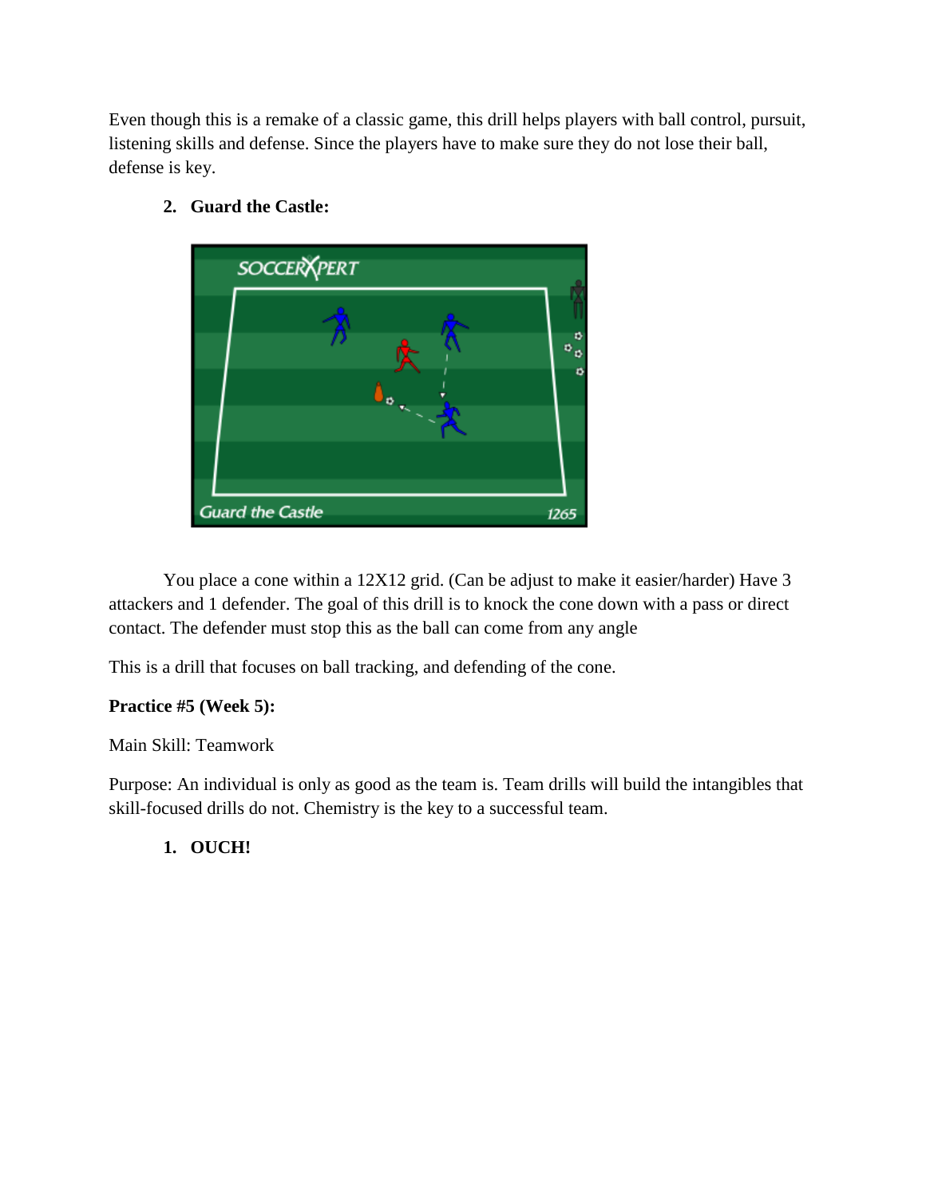Even though this is a remake of a classic game, this drill helps players with ball control, pursuit, listening skills and defense. Since the players have to make sure they do not lose their ball, defense is key.

2. **Guard the Castle:**

You place a cone within a 12X12 grid. (Can be adjust to make it easier/harder) Have 3 attackers and 1 defender. The goal of this drill is to knock the cone down with a pass or direct contact. The defender must stop this as the ball can come from any angle

This is a drill that focuses on ball tracking, and defending of the cone.

**Practice #5 (Week 5):**

Main Skill: Teamwork

Purpose: An individual is only as good as the team is. Team drills will build the intangibles that skill-focused drills do not. Chemistry is the key to a successful team.

1. **OUCH!**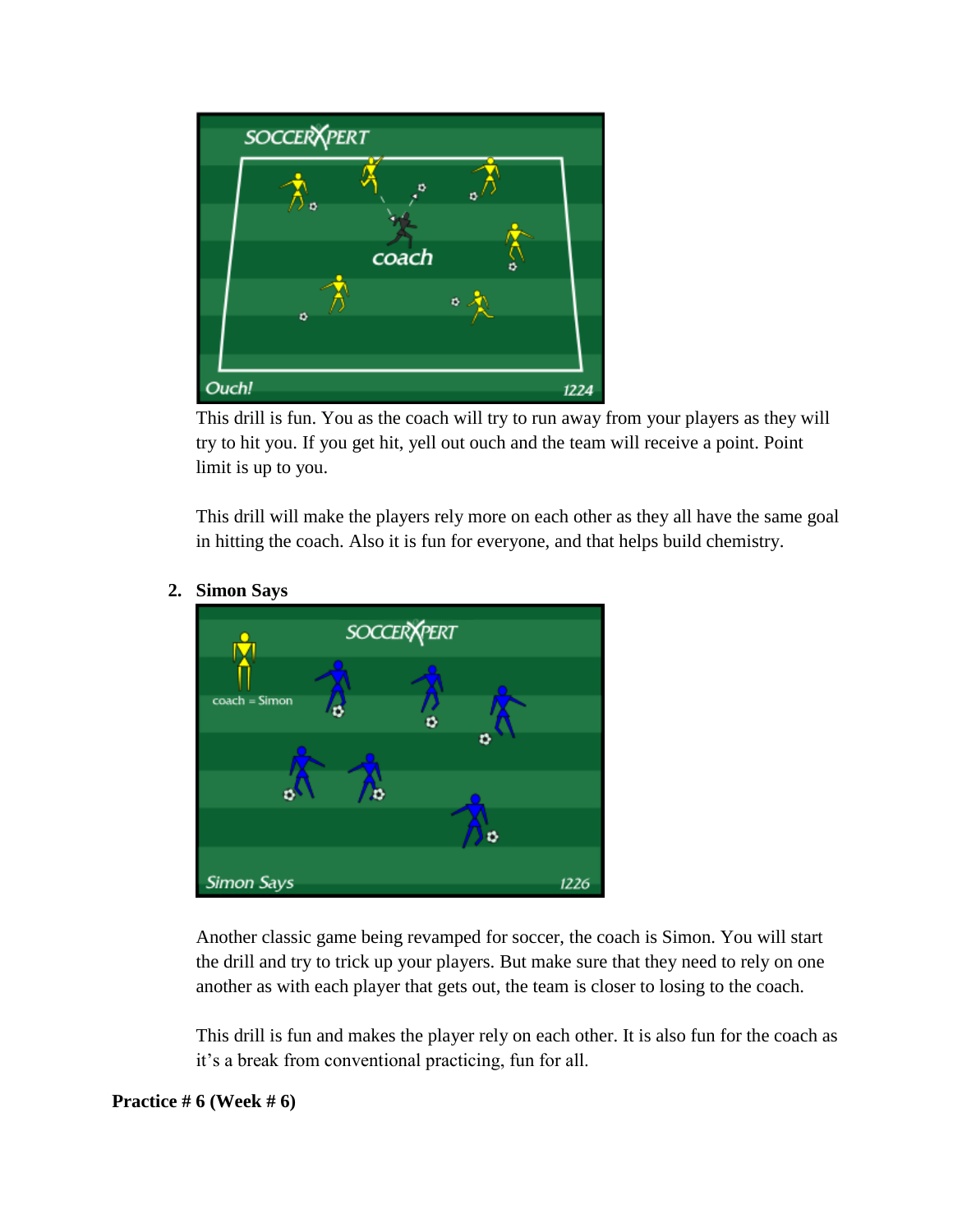This drill is fun. You as the coach will try to run away from your players as they will try to hit you. If you get hit, yell out ouch and the team will receive a point. Point limit is up to you.

This drill will make the players rely more on each other as they all have the same goal in hitting the coach. Also it is fun for everyone, and that helps build chemistry.

2. **Simon Says**

Another classic game being revamped for soccer, the coach is Simon. You will start the drill and try to trick up your players. But make sure that they need to rely on one another as with each player that gets out, the team is closer to losing to the coach.

This drill is fun and makes the player rely on each other. It is also fun for the coach as it's a break from conventional practicing, fun for all.

**Practice # 6 (Week # 6)**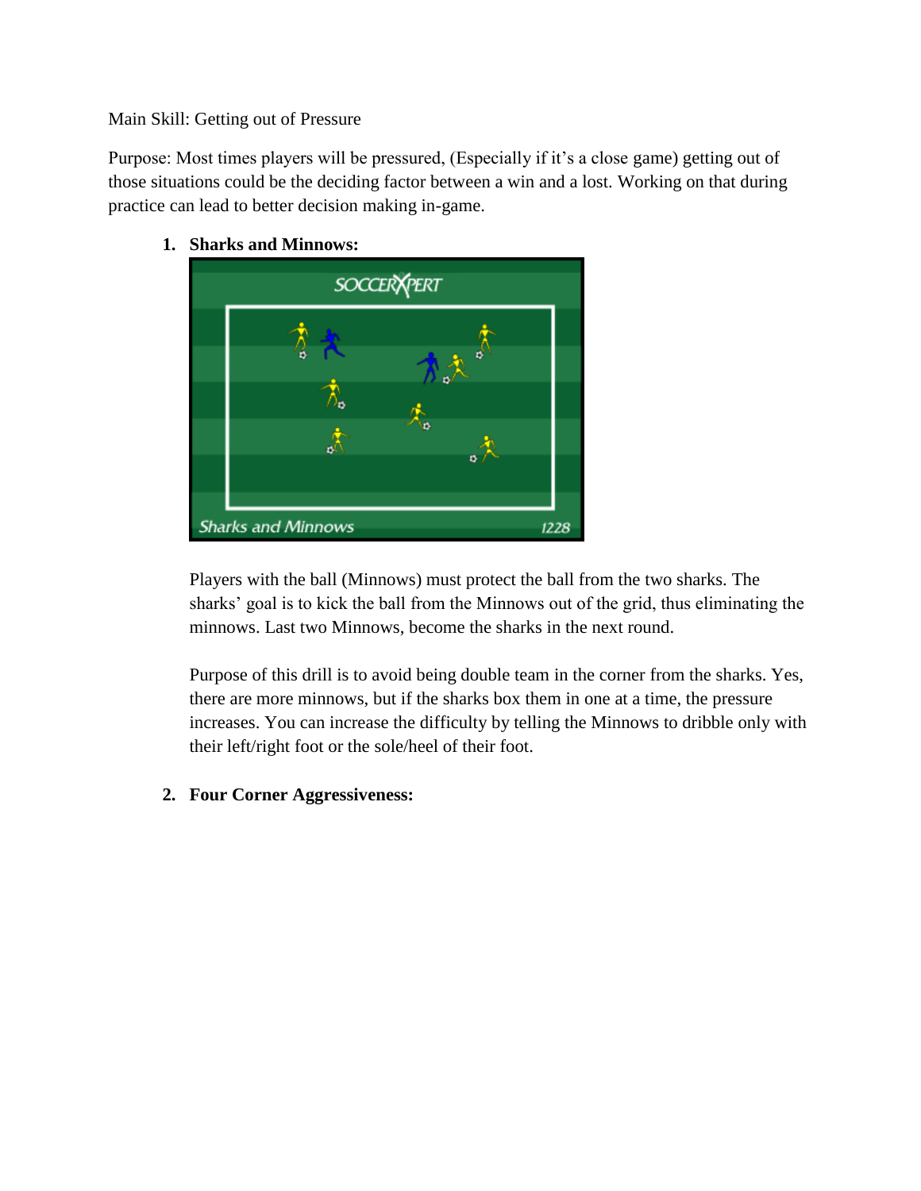Main Skill: Getting out of Pressure

Purpose: Most times players will be pressured, (Especially if it's a close game) getting out of those situations could be the deciding factor between a win and a lost. Working on that during practice can lead to better decision making in-game.

1. **Sharks and Minnows:**

   Players with the ball (Minnows) must protect the ball from the two sharks. The sharks' goal is to kick the ball from the Minnows out of the grid, thus eliminating the minnows. Last two Minnows, become the sharks in the next round.

   Purpose of this drill is to avoid being double team in the corner from the sharks. Yes, there are more minnows, but if the sharks box them in one at a time, the pressure increases. You can increase the difficulty by telling the Minnows to dribble only with their left/right foot or the sole/heel of their foot.

2. **Four Corner Aggressiveness:**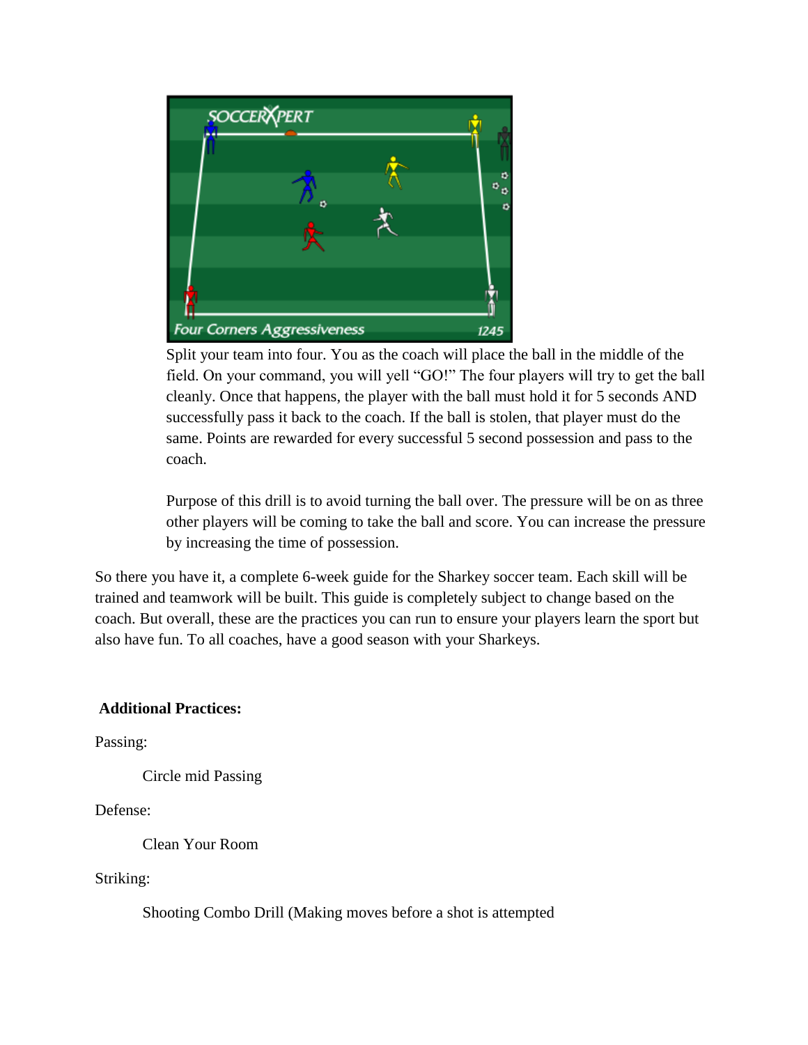Split your team into four. You as the coach will place the ball in the middle of the field. On your command, you will yell "GO!" The four players will try to get the ball cleanly. Once that happens, the player with the ball must hold it for 5 seconds AND successfully pass it back to the coach. If the ball is stolen, that player must do the same. Points are rewarded for every successful 5 second possession and pass to the coach.

Purpose of this drill is to avoid turning the ball over. The pressure will be on as three other players will be coming to take the ball and score. You can increase the pressure by increasing the time of possession.

So there you have it, a complete 6-week guide for the Sharkey soccer team. Each skill will be trained and teamwork will be built. This guide is completely subject to change based on the coach. But overall, these are the practices you can run to ensure your players learn the sport but also have fun. To all coaches, have a good season with your Sharkeys.

**Additional Practices:**

Passing:

Circle mid Passing

Defense:

Clean Your Room

Striking:

Shooting Combo Drill (Making moves before a shot is attempted